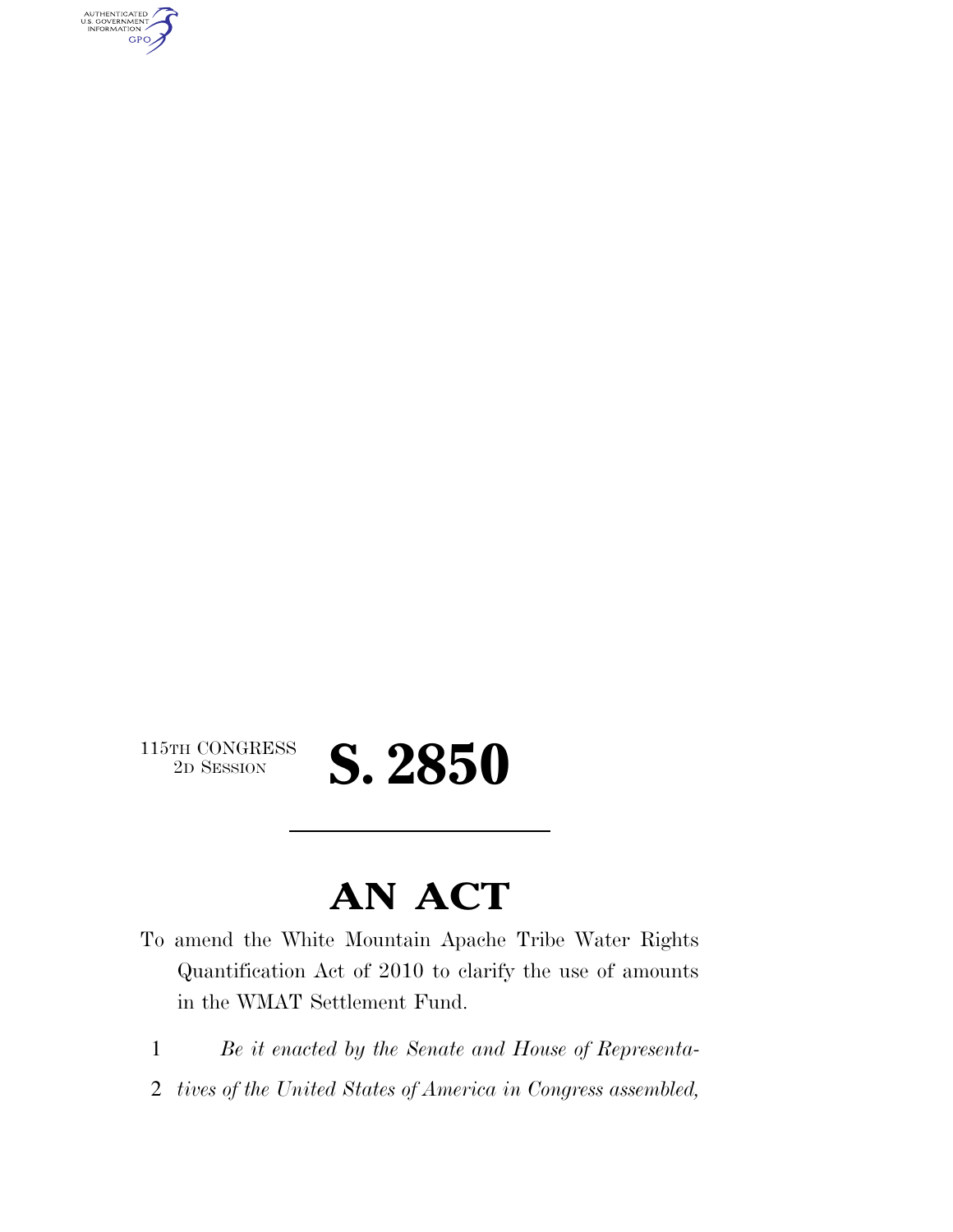115TH CONGRESS
2D SESSION

# S. 2850

## AN ACT

To amend the White Mountain Apache Tribe Water Rights Quantification Act of 2010 to clarify the use of amounts in the WMAT Settlement Fund.

1 *Be it enacted by the Senate and House of Representa-*
2 *tives of the United States of America in Congress assembled,*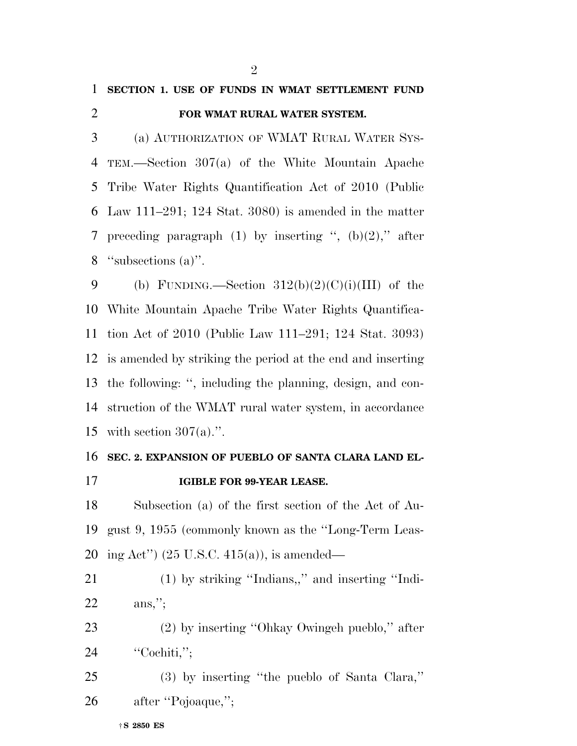**SECTION 1. USE OF FUNDS IN WMAT SETTLEMENT FUND FOR WMAT RURAL WATER SYSTEM.**

(a) AUTHORIZATION OF WMAT RURAL WATER SYSTEM.—Section 307(a) of the White Mountain Apache Tribe Water Rights Quantification Act of 2010 (Public Law 111–291; 124 Stat. 3080) is amended in the matter preceding paragraph (1) by inserting '', (b)(2),'' after ''subsections (a)''.

(b) FUNDING.—Section 312(b)(2)(C)(i)(III) of the White Mountain Apache Tribe Water Rights Quantification Act of 2010 (Public Law 111–291; 124 Stat. 3093) is amended by striking the period at the end and inserting the following: '', including the planning, design, and construction of the WMAT rural water system, in accordance with section 307(a).''.

**SEC. 2. EXPANSION OF PUEBLO OF SANTA CLARA LAND ELIGIBLE FOR 99-YEAR LEASE.**

Subsection (a) of the first section of the Act of August 9, 1955 (commonly known as the ''Long-Term Leasing Act'') (25 U.S.C. 415(a)), is amended—

(1) by striking ''Indians,,'' and inserting ''Indians,'';

(2) by inserting ''Ohkay Owingeh pueblo,'' after ''Cochiti,'';

(3) by inserting ''the pueblo of Santa Clara,'' after ''Pojoaque,'';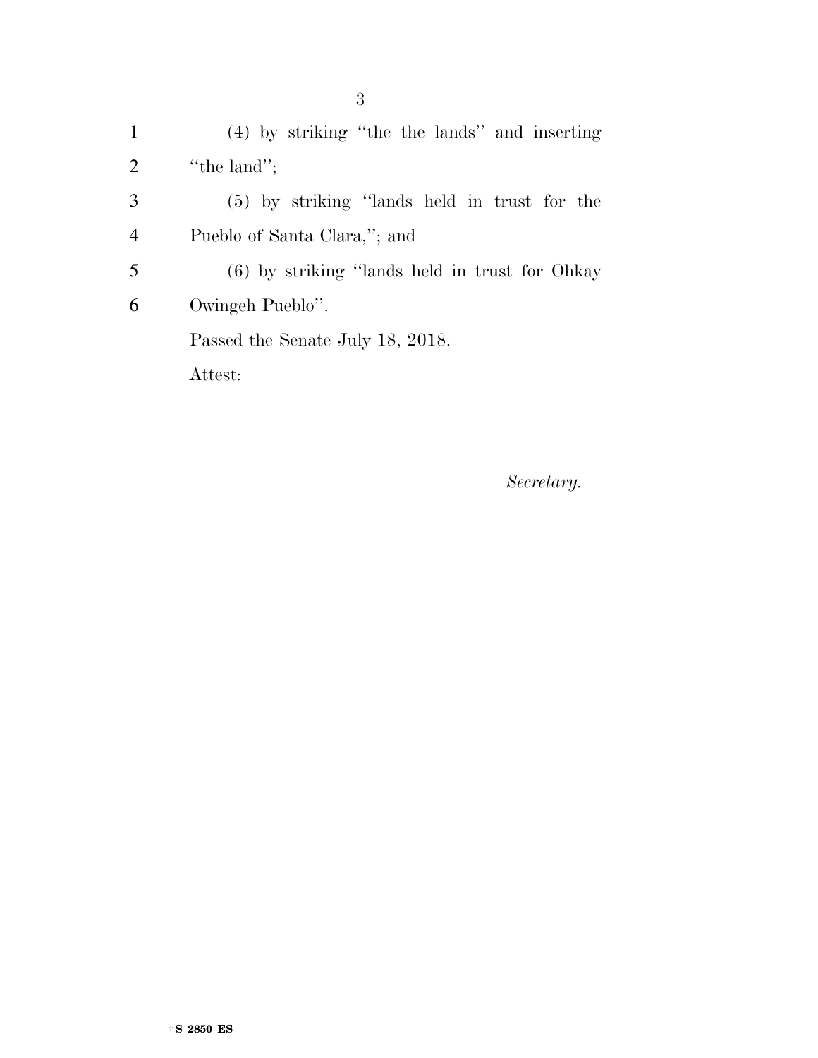(4) by striking "the the lands" and inserting "the land";

(5) by striking "lands held in trust for the Pueblo of Santa Clara,"; and

(6) by striking "lands held in trust for Ohkay Owingeh Pueblo".

Passed the Senate July 18, 2018.

Attest:

*Secretary.*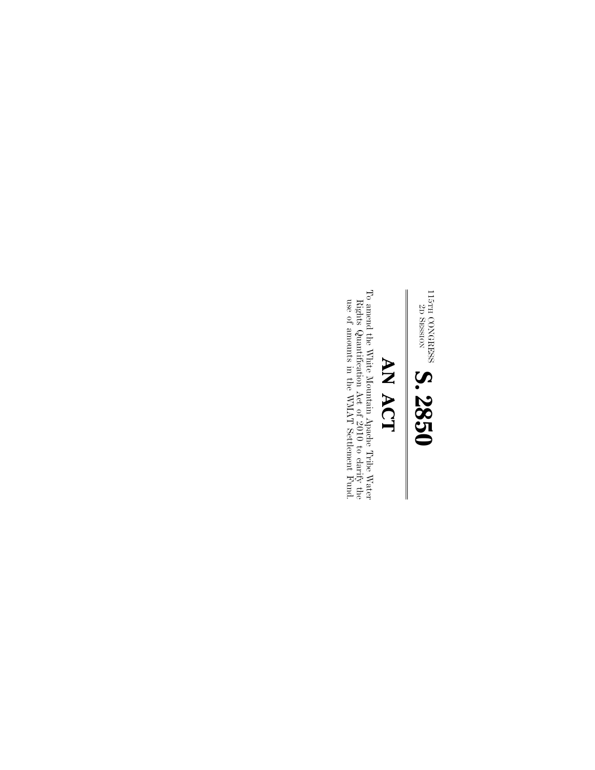115TH CONGRESS
2D SESSION

# S. 2850

---

# AN ACT

To amend the White Mountain Apache Tribe Water Rights Quantification Act of 2010 to clarify the use of amounts in the WMAT Settlement Fund.